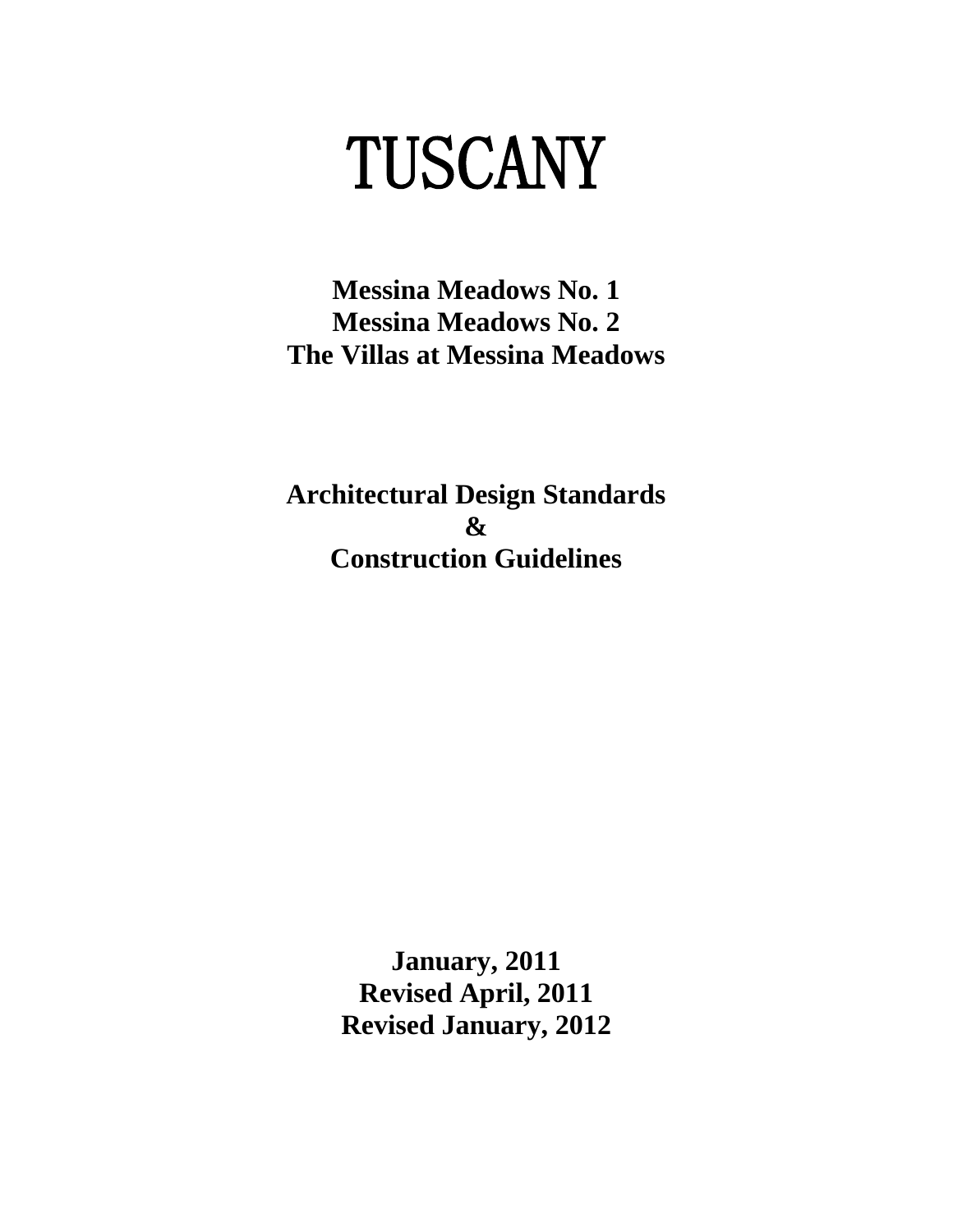# TUSCANY

**Messina Meadows No. 1**
**Messina Meadows No. 2**
**The Villas at Messina Meadows**

**Architectural Design Standards**
**&**
**Construction Guidelines**

**January, 2011**
**Revised April, 2011**
**Revised January, 2012**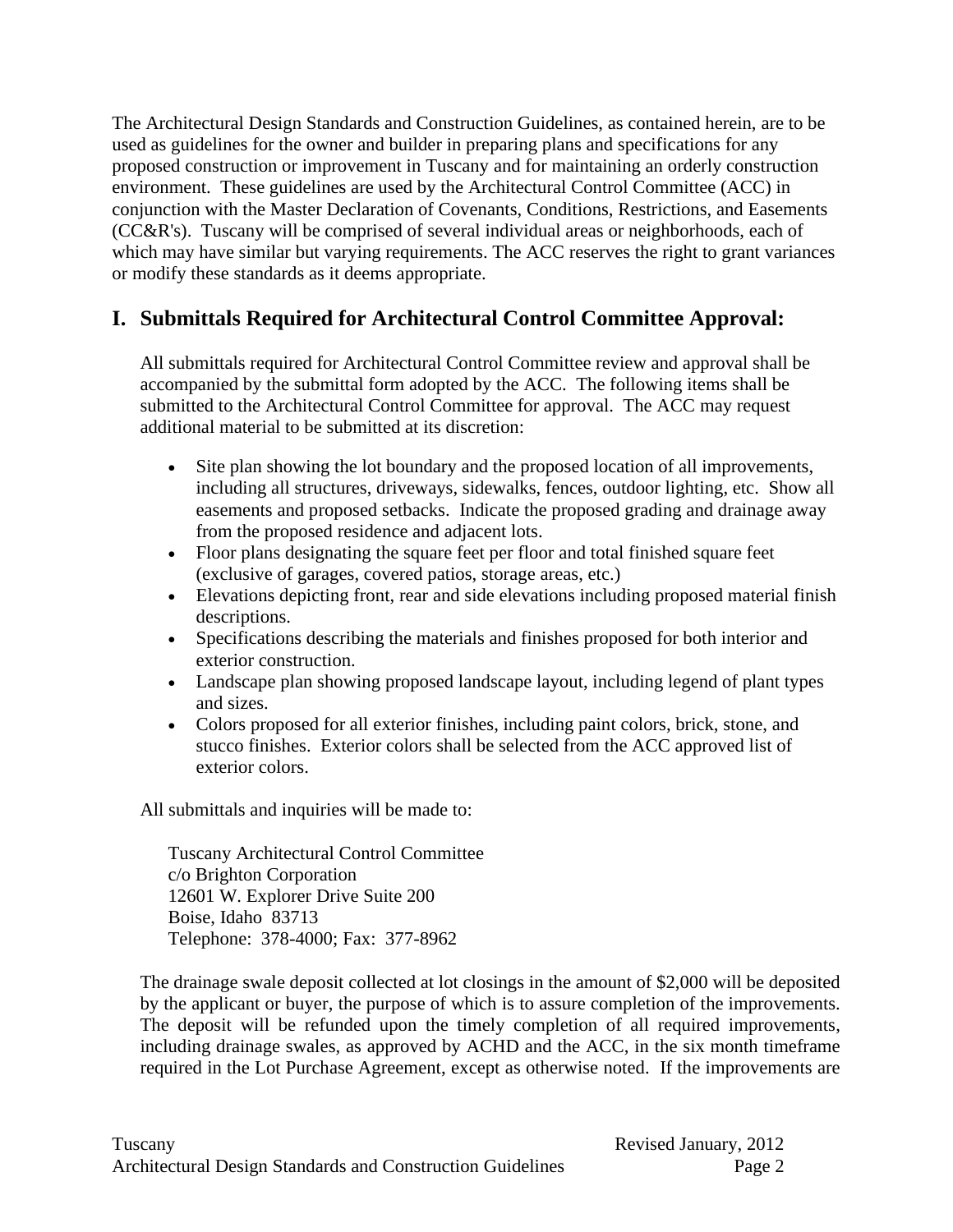The Architectural Design Standards and Construction Guidelines, as contained herein, are to be used as guidelines for the owner and builder in preparing plans and specifications for any proposed construction or improvement in Tuscany and for maintaining an orderly construction environment. These guidelines are used by the Architectural Control Committee (ACC) in conjunction with the Master Declaration of Covenants, Conditions, Restrictions, and Easements (CC&R's). Tuscany will be comprised of several individual areas or neighborhoods, each of which may have similar but varying requirements. The ACC reserves the right to grant variances or modify these standards as it deems appropriate.

## I. Submittals Required for Architectural Control Committee Approval:

All submittals required for Architectural Control Committee review and approval shall be accompanied by the submittal form adopted by the ACC. The following items shall be submitted to the Architectural Control Committee for approval. The ACC may request additional material to be submitted at its discretion:

- Site plan showing the lot boundary and the proposed location of all improvements, including all structures, driveways, sidewalks, fences, outdoor lighting, etc. Show all easements and proposed setbacks. Indicate the proposed grading and drainage away from the proposed residence and adjacent lots.
- Floor plans designating the square feet per floor and total finished square feet (exclusive of garages, covered patios, storage areas, etc.)
- Elevations depicting front, rear and side elevations including proposed material finish descriptions.
- Specifications describing the materials and finishes proposed for both interior and exterior construction.
- Landscape plan showing proposed landscape layout, including legend of plant types and sizes.
- Colors proposed for all exterior finishes, including paint colors, brick, stone, and stucco finishes. Exterior colors shall be selected from the ACC approved list of exterior colors.

All submittals and inquiries will be made to:

Tuscany Architectural Control Committee
c/o Brighton Corporation
12601 W. Explorer Drive Suite 200
Boise, Idaho 83713
Telephone: 378-4000; Fax: 377-8962

The drainage swale deposit collected at lot closings in the amount of $2,000 will be deposited by the applicant or buyer, the purpose of which is to assure completion of the improvements. The deposit will be refunded upon the timely completion of all required improvements, including drainage swales, as approved by ACHD and the ACC, in the six month timeframe required in the Lot Purchase Agreement, except as otherwise noted. If the improvements are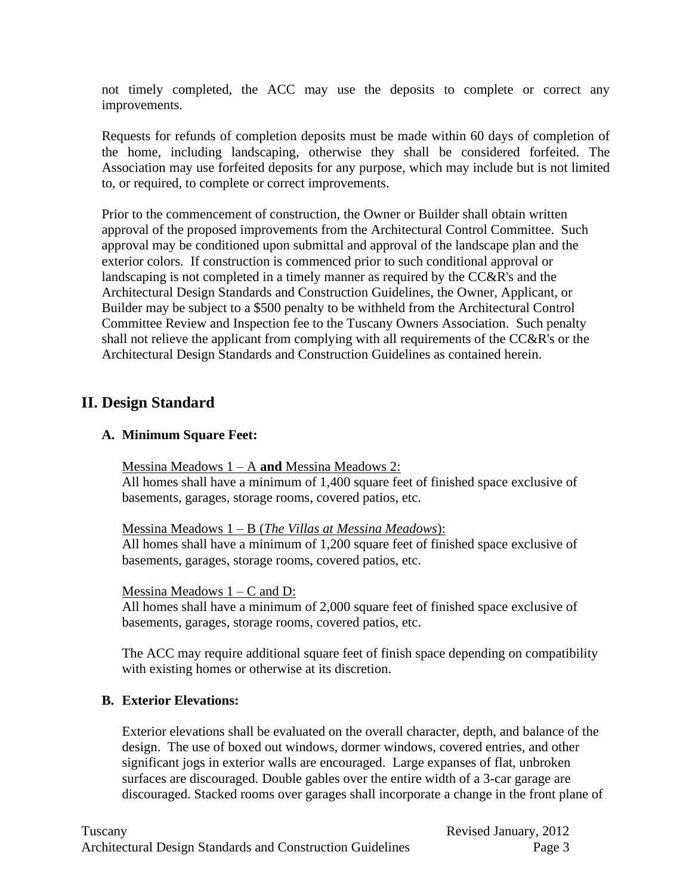not timely completed, the ACC may use the deposits to complete or correct any improvements.

Requests for refunds of completion deposits must be made within 60 days of completion of the home, including landscaping, otherwise they shall be considered forfeited. The Association may use forfeited deposits for any purpose, which may include but is not limited to, or required, to complete or correct improvements.

Prior to the commencement of construction, the Owner or Builder shall obtain written approval of the proposed improvements from the Architectural Control Committee. Such approval may be conditioned upon submittal and approval of the landscape plan and the exterior colors. If construction is commenced prior to such conditional approval or landscaping is not completed in a timely manner as required by the CC&R's and the Architectural Design Standards and Construction Guidelines, the Owner, Applicant, or Builder may be subject to a $500 penalty to be withheld from the Architectural Control Committee Review and Inspection fee to the Tuscany Owners Association. Such penalty shall not relieve the applicant from complying with all requirements of the CC&R's or the Architectural Design Standards and Construction Guidelines as contained herein.

## II. Design Standard

### A. Minimum Square Feet:

<u>Messina Meadows 1 – A **and** Messina Meadows 2:</u>
All homes shall have a minimum of 1,400 square feet of finished space exclusive of basements, garages, storage rooms, covered patios, etc.

<u>Messina Meadows 1 – B (*The Villas at Messina Meadows*):</u>
All homes shall have a minimum of 1,200 square feet of finished space exclusive of basements, garages, storage rooms, covered patios, etc.

<u>Messina Meadows 1 – C and D:</u>
All homes shall have a minimum of 2,000 square feet of finished space exclusive of basements, garages, storage rooms, covered patios, etc.

The ACC may require additional square feet of finish space depending on compatibility with existing homes or otherwise at its discretion.

### B. Exterior Elevations:

Exterior elevations shall be evaluated on the overall character, depth, and balance of the design. The use of boxed out windows, dormer windows, covered entries, and other significant jogs in exterior walls are encouraged. Large expanses of flat, unbroken surfaces are discouraged. Double gables over the entire width of a 3-car garage are discouraged. Stacked rooms over garages shall incorporate a change in the front plane of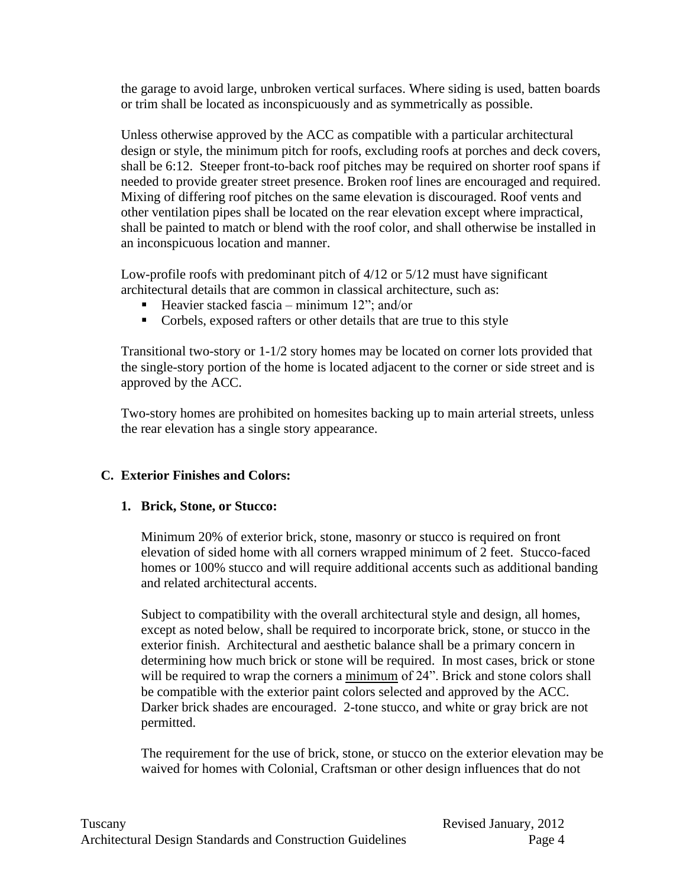the garage to avoid large, unbroken vertical surfaces. Where siding is used, batten boards or trim shall be located as inconspicuously and as symmetrically as possible.

Unless otherwise approved by the ACC as compatible with a particular architectural design or style, the minimum pitch for roofs, excluding roofs at porches and deck covers, shall be 6:12. Steeper front-to-back roof pitches may be required on shorter roof spans if needed to provide greater street presence. Broken roof lines are encouraged and required. Mixing of differing roof pitches on the same elevation is discouraged. Roof vents and other ventilation pipes shall be located on the rear elevation except where impractical, shall be painted to match or blend with the roof color, and shall otherwise be installed in an inconspicuous location and manner.

Low-profile roofs with predominant pitch of 4/12 or 5/12 must have significant architectural details that are common in classical architecture, such as:

- Heavier stacked fascia – minimum 12"; and/or
- Corbels, exposed rafters or other details that are true to this style

Transitional two-story or 1-1/2 story homes may be located on corner lots provided that the single-story portion of the home is located adjacent to the corner or side street and is approved by the ACC.

Two-story homes are prohibited on homesites backing up to main arterial streets, unless the rear elevation has a single story appearance.

## C. Exterior Finishes and Colors:

### 1. Brick, Stone, or Stucco:

Minimum 20% of exterior brick, stone, masonry or stucco is required on front elevation of sided home with all corners wrapped minimum of 2 feet. Stucco-faced homes or 100% stucco and will require additional accents such as additional banding and related architectural accents.

Subject to compatibility with the overall architectural style and design, all homes, except as noted below, shall be required to incorporate brick, stone, or stucco in the exterior finish. Architectural and aesthetic balance shall be a primary concern in determining how much brick or stone will be required. In most cases, brick or stone will be required to wrap the corners a <u>minimum</u> of 24". Brick and stone colors shall be compatible with the exterior paint colors selected and approved by the ACC. Darker brick shades are encouraged. 2-tone stucco, and white or gray brick are not permitted.

The requirement for the use of brick, stone, or stucco on the exterior elevation may be waived for homes with Colonial, Craftsman or other design influences that do not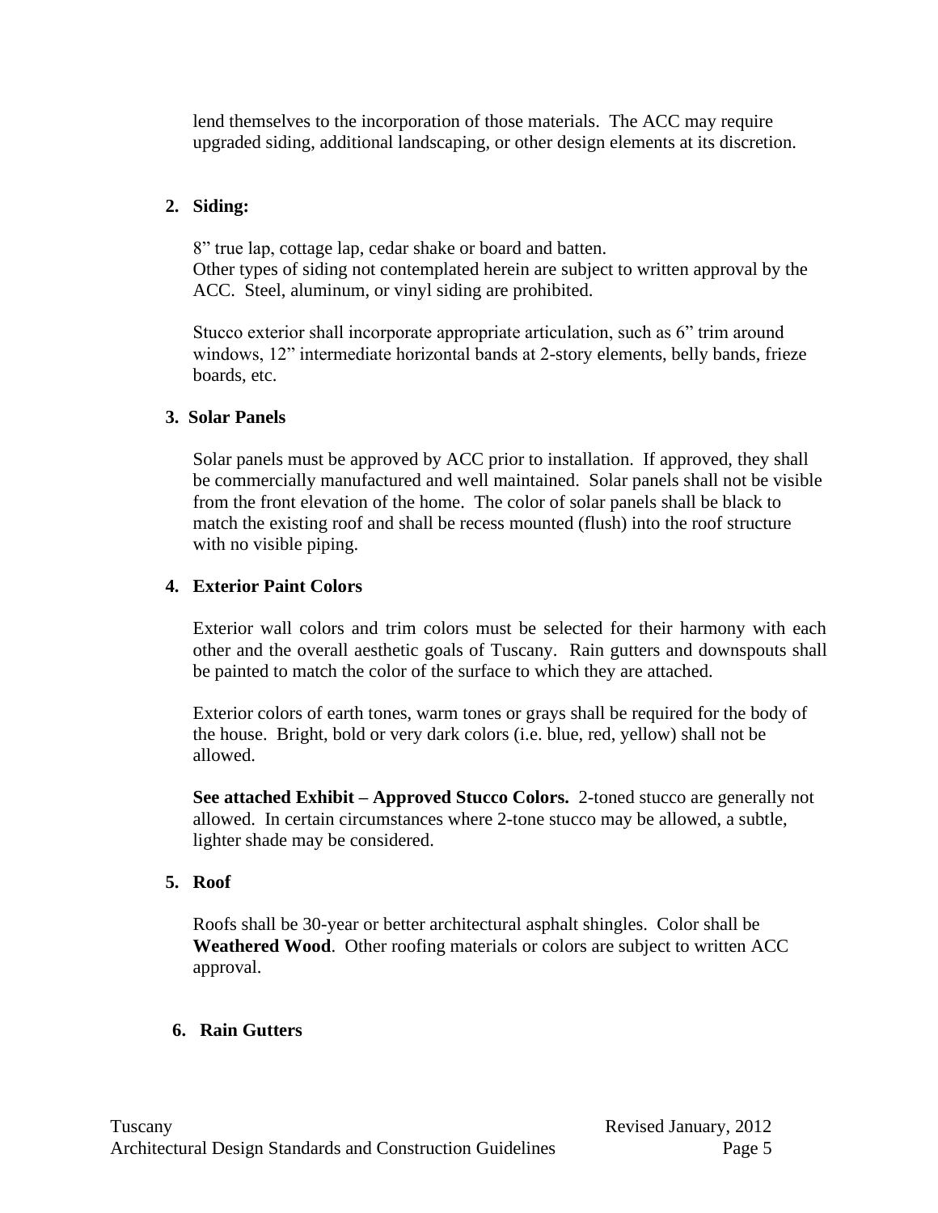lend themselves to the incorporation of those materials. The ACC may require upgraded siding, additional landscaping, or other design elements at its discretion.

2. **Siding:**

   8" true lap, cottage lap, cedar shake or board and batten.
   Other types of siding not contemplated herein are subject to written approval by the ACC. Steel, aluminum, or vinyl siding are prohibited.

   Stucco exterior shall incorporate appropriate articulation, such as 6" trim around windows, 12" intermediate horizontal bands at 2-story elements, belly bands, frieze boards, etc.

3. **Solar Panels**

   Solar panels must be approved by ACC prior to installation. If approved, they shall be commercially manufactured and well maintained. Solar panels shall not be visible from the front elevation of the home. The color of solar panels shall be black to match the existing roof and shall be recess mounted (flush) into the roof structure with no visible piping.

4. **Exterior Paint Colors**

   Exterior wall colors and trim colors must be selected for their harmony with each other and the overall aesthetic goals of Tuscany. Rain gutters and downspouts shall be painted to match the color of the surface to which they are attached.

   Exterior colors of earth tones, warm tones or grays shall be required for the body of the house. Bright, bold or very dark colors (i.e. blue, red, yellow) shall not be allowed.

   **See attached Exhibit – Approved Stucco Colors.** 2-toned stucco are generally not allowed. In certain circumstances where 2-tone stucco may be allowed, a subtle, lighter shade may be considered.

5. **Roof**

   Roofs shall be 30-year or better architectural asphalt shingles. Color shall be **Weathered Wood**. Other roofing materials or colors are subject to written ACC approval.

6. **Rain Gutters**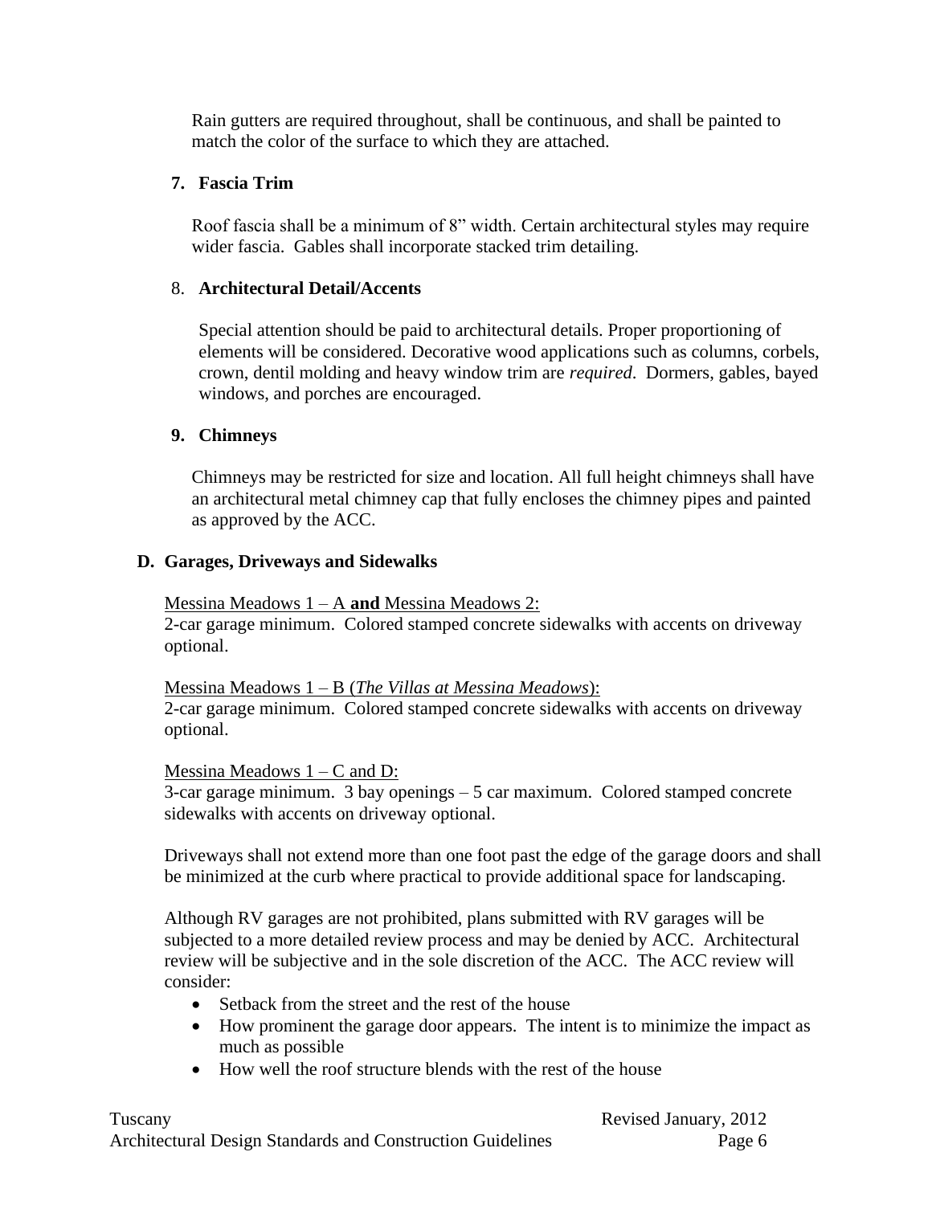Rain gutters are required throughout, shall be continuous, and shall be painted to match the color of the surface to which they are attached.

### 7. Fascia Trim

Roof fascia shall be a minimum of 8" width. Certain architectural styles may require wider fascia. Gables shall incorporate stacked trim detailing.

### 8. Architectural Detail/Accents

Special attention should be paid to architectural details. Proper proportioning of elements will be considered. Decorative wood applications such as columns, corbels, crown, dentil molding and heavy window trim are *required*. Dormers, gables, bayed windows, and porches are encouraged.

### 9. Chimneys

Chimneys may be restricted for size and location. All full height chimneys shall have an architectural metal chimney cap that fully encloses the chimney pipes and painted as approved by the ACC.

## D. Garages, Driveways and Sidewalks

<u>Messina Meadows 1 – A **and** Messina Meadows 2:</u>
2-car garage minimum. Colored stamped concrete sidewalks with accents on driveway optional.

<u>Messina Meadows 1 – B (*The Villas at Messina Meadows*):</u>
2-car garage minimum. Colored stamped concrete sidewalks with accents on driveway optional.

<u>Messina Meadows 1 – C and D:</u>
3-car garage minimum. 3 bay openings – 5 car maximum. Colored stamped concrete sidewalks with accents on driveway optional.

Driveways shall not extend more than one foot past the edge of the garage doors and shall be minimized at the curb where practical to provide additional space for landscaping.

Although RV garages are not prohibited, plans submitted with RV garages will be subjected to a more detailed review process and may be denied by ACC. Architectural review will be subjective and in the sole discretion of the ACC. The ACC review will consider:

- Setback from the street and the rest of the house
- How prominent the garage door appears. The intent is to minimize the impact as much as possible
- How well the roof structure blends with the rest of the house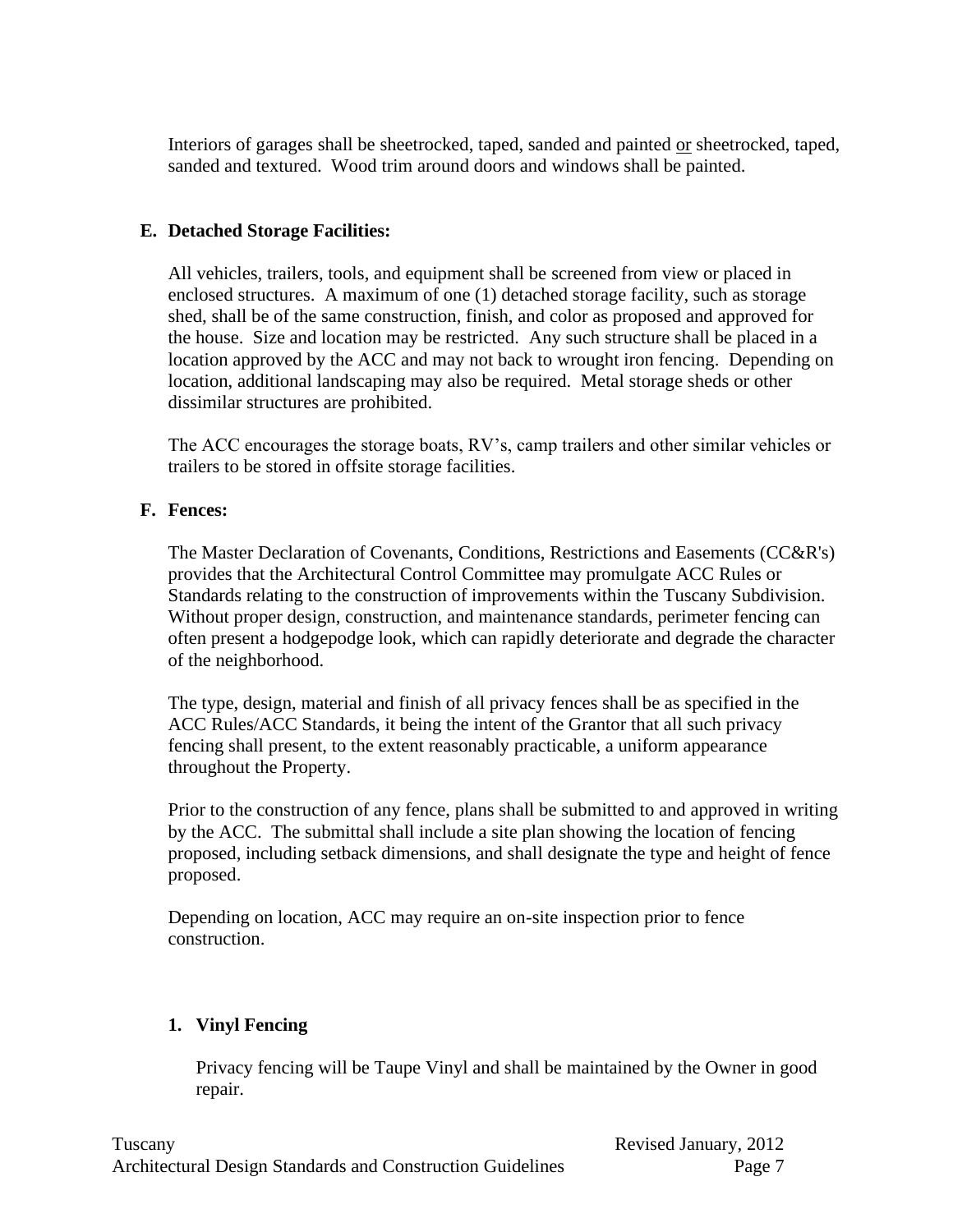Interiors of garages shall be sheetrocked, taped, sanded and painted or sheetrocked, taped, sanded and textured. Wood trim around doors and windows shall be painted.

**E. Detached Storage Facilities:**

All vehicles, trailers, tools, and equipment shall be screened from view or placed in enclosed structures. A maximum of one (1) detached storage facility, such as storage shed, shall be of the same construction, finish, and color as proposed and approved for the house. Size and location may be restricted. Any such structure shall be placed in a location approved by the ACC and may not back to wrought iron fencing. Depending on location, additional landscaping may also be required. Metal storage sheds or other dissimilar structures are prohibited.

The ACC encourages the storage boats, RV's, camp trailers and other similar vehicles or trailers to be stored in offsite storage facilities.

**F. Fences:**

The Master Declaration of Covenants, Conditions, Restrictions and Easements (CC&R's) provides that the Architectural Control Committee may promulgate ACC Rules or Standards relating to the construction of improvements within the Tuscany Subdivision. Without proper design, construction, and maintenance standards, perimeter fencing can often present a hodgepodge look, which can rapidly deteriorate and degrade the character of the neighborhood.

The type, design, material and finish of all privacy fences shall be as specified in the ACC Rules/ACC Standards, it being the intent of the Grantor that all such privacy fencing shall present, to the extent reasonably practicable, a uniform appearance throughout the Property.

Prior to the construction of any fence, plans shall be submitted to and approved in writing by the ACC. The submittal shall include a site plan showing the location of fencing proposed, including setback dimensions, and shall designate the type and height of fence proposed.

Depending on location, ACC may require an on-site inspection prior to fence construction.

**1. Vinyl Fencing**

Privacy fencing will be Taupe Vinyl and shall be maintained by the Owner in good repair.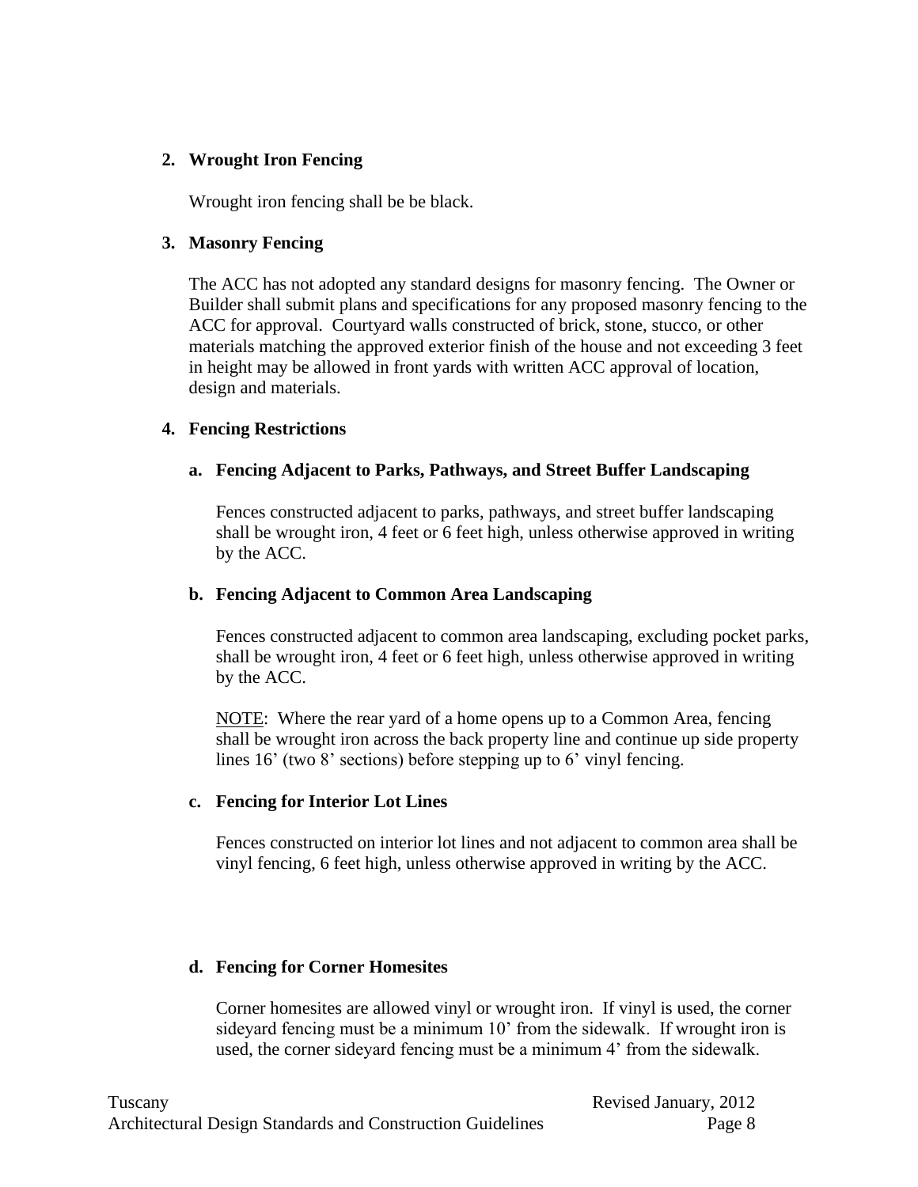**2. Wrought Iron Fencing**

Wrought iron fencing shall be be black.

**3. Masonry Fencing**

The ACC has not adopted any standard designs for masonry fencing. The Owner or Builder shall submit plans and specifications for any proposed masonry fencing to the ACC for approval. Courtyard walls constructed of brick, stone, stucco, or other materials matching the approved exterior finish of the house and not exceeding 3 feet in height may be allowed in front yards with written ACC approval of location, design and materials.

**4. Fencing Restrictions**

**a. Fencing Adjacent to Parks, Pathways, and Street Buffer Landscaping**

Fences constructed adjacent to parks, pathways, and street buffer landscaping shall be wrought iron, 4 feet or 6 feet high, unless otherwise approved in writing by the ACC.

**b. Fencing Adjacent to Common Area Landscaping**

Fences constructed adjacent to common area landscaping, excluding pocket parks, shall be wrought iron, 4 feet or 6 feet high, unless otherwise approved in writing by the ACC.

NOTE: Where the rear yard of a home opens up to a Common Area, fencing shall be wrought iron across the back property line and continue up side property lines 16' (two 8' sections) before stepping up to 6' vinyl fencing.

**c. Fencing for Interior Lot Lines**

Fences constructed on interior lot lines and not adjacent to common area shall be vinyl fencing, 6 feet high, unless otherwise approved in writing by the ACC.

**d. Fencing for Corner Homesites**

Corner homesites are allowed vinyl or wrought iron. If vinyl is used, the corner sideyard fencing must be a minimum 10' from the sidewalk. If wrought iron is used, the corner sideyard fencing must be a minimum 4' from the sidewalk.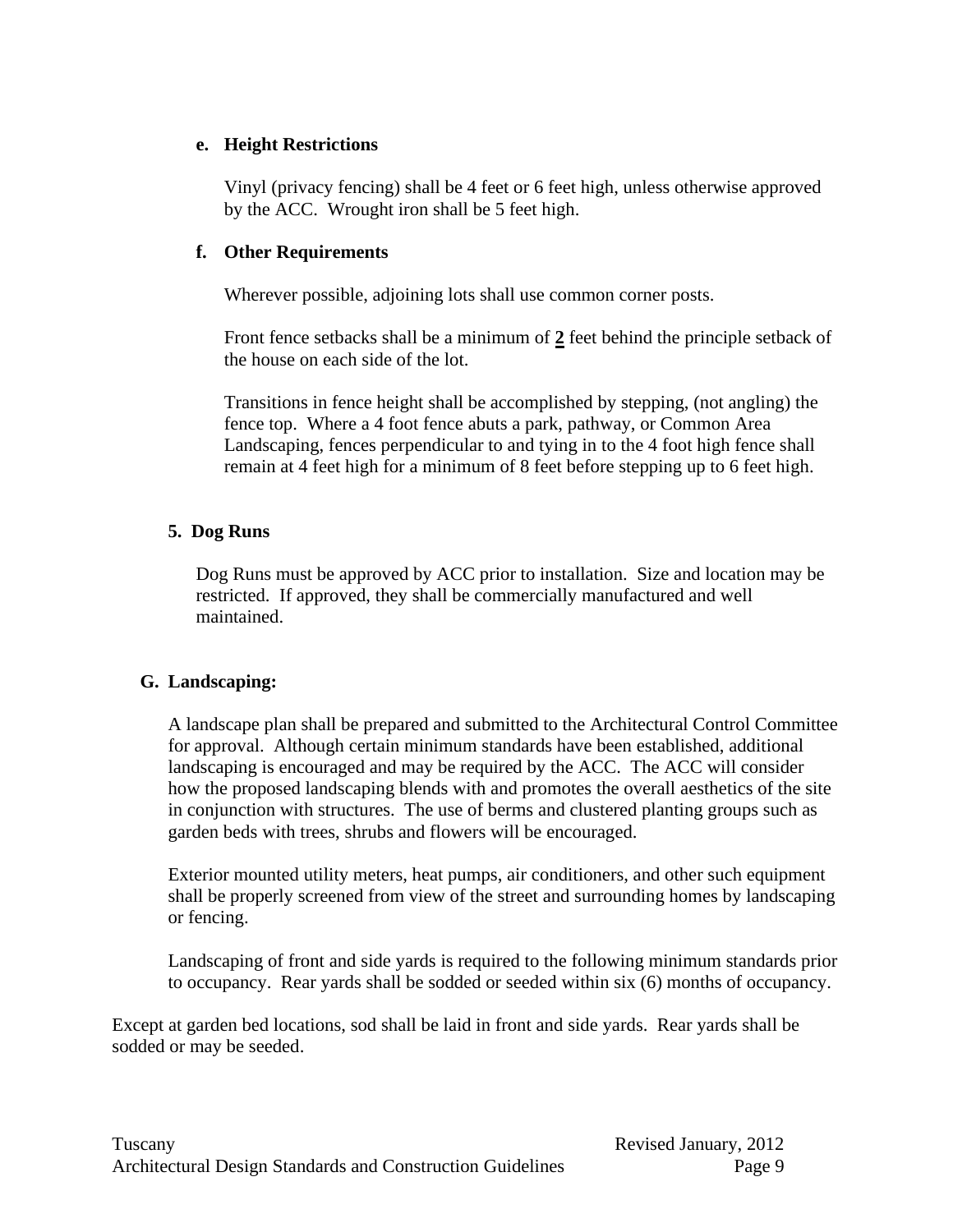**e. Height Restrictions**

Vinyl (privacy fencing) shall be 4 feet or 6 feet high, unless otherwise approved by the ACC. Wrought iron shall be 5 feet high.

**f. Other Requirements**

Wherever possible, adjoining lots shall use common corner posts.

Front fence setbacks shall be a minimum of **2** feet behind the principle setback of the house on each side of the lot.

Transitions in fence height shall be accomplished by stepping, (not angling) the fence top. Where a 4 foot fence abuts a park, pathway, or Common Area Landscaping, fences perpendicular to and tying in to the 4 foot high fence shall remain at 4 feet high for a minimum of 8 feet before stepping up to 6 feet high.

**5. Dog Runs**

Dog Runs must be approved by ACC prior to installation. Size and location may be restricted. If approved, they shall be commercially manufactured and well maintained.

**G. Landscaping:**

A landscape plan shall be prepared and submitted to the Architectural Control Committee for approval. Although certain minimum standards have been established, additional landscaping is encouraged and may be required by the ACC. The ACC will consider how the proposed landscaping blends with and promotes the overall aesthetics of the site in conjunction with structures. The use of berms and clustered planting groups such as garden beds with trees, shrubs and flowers will be encouraged.

Exterior mounted utility meters, heat pumps, air conditioners, and other such equipment shall be properly screened from view of the street and surrounding homes by landscaping or fencing.

Landscaping of front and side yards is required to the following minimum standards prior to occupancy. Rear yards shall be sodded or seeded within six (6) months of occupancy.

Except at garden bed locations, sod shall be laid in front and side yards. Rear yards shall be sodded or may be seeded.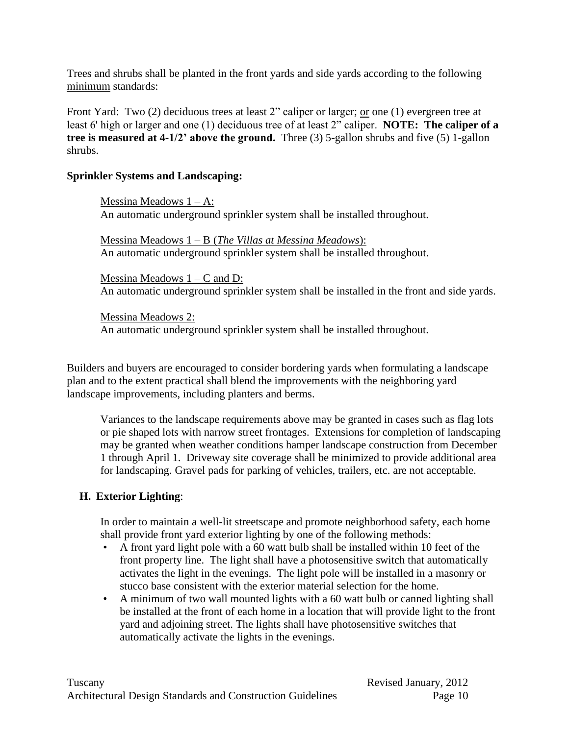Trees and shrubs shall be planted in the front yards and side yards according to the following minimum standards:

Front Yard: Two (2) deciduous trees at least 2" caliper or larger; or one (1) evergreen tree at least 6' high or larger and one (1) deciduous tree of at least 2" caliper. **NOTE: The caliper of a tree is measured at 4-1/2' above the ground.** Three (3) 5-gallon shrubs and five (5) 1-gallon shrubs.

**Sprinkler Systems and Landscaping:**

Messina Meadows 1 – A:
An automatic underground sprinkler system shall be installed throughout.

Messina Meadows 1 – B (*The Villas at Messina Meadows*):
An automatic underground sprinkler system shall be installed throughout.

Messina Meadows 1 – C and D:
An automatic underground sprinkler system shall be installed in the front and side yards.

Messina Meadows 2:
An automatic underground sprinkler system shall be installed throughout.

Builders and buyers are encouraged to consider bordering yards when formulating a landscape plan and to the extent practical shall blend the improvements with the neighboring yard landscape improvements, including planters and berms.

Variances to the landscape requirements above may be granted in cases such as flag lots or pie shaped lots with narrow street frontages. Extensions for completion of landscaping may be granted when weather conditions hamper landscape construction from December 1 through April 1. Driveway site coverage shall be minimized to provide additional area for landscaping. Gravel pads for parking of vehicles, trailers, etc. are not acceptable.

### H. Exterior Lighting:

In order to maintain a well-lit streetscape and promote neighborhood safety, each home shall provide front yard exterior lighting by one of the following methods:

- A front yard light pole with a 60 watt bulb shall be installed within 10 feet of the front property line. The light shall have a photosensitive switch that automatically activates the light in the evenings. The light pole will be installed in a masonry or stucco base consistent with the exterior material selection for the home.
- A minimum of two wall mounted lights with a 60 watt bulb or canned lighting shall be installed at the front of each home in a location that will provide light to the front yard and adjoining street. The lights shall have photosensitive switches that automatically activate the lights in the evenings.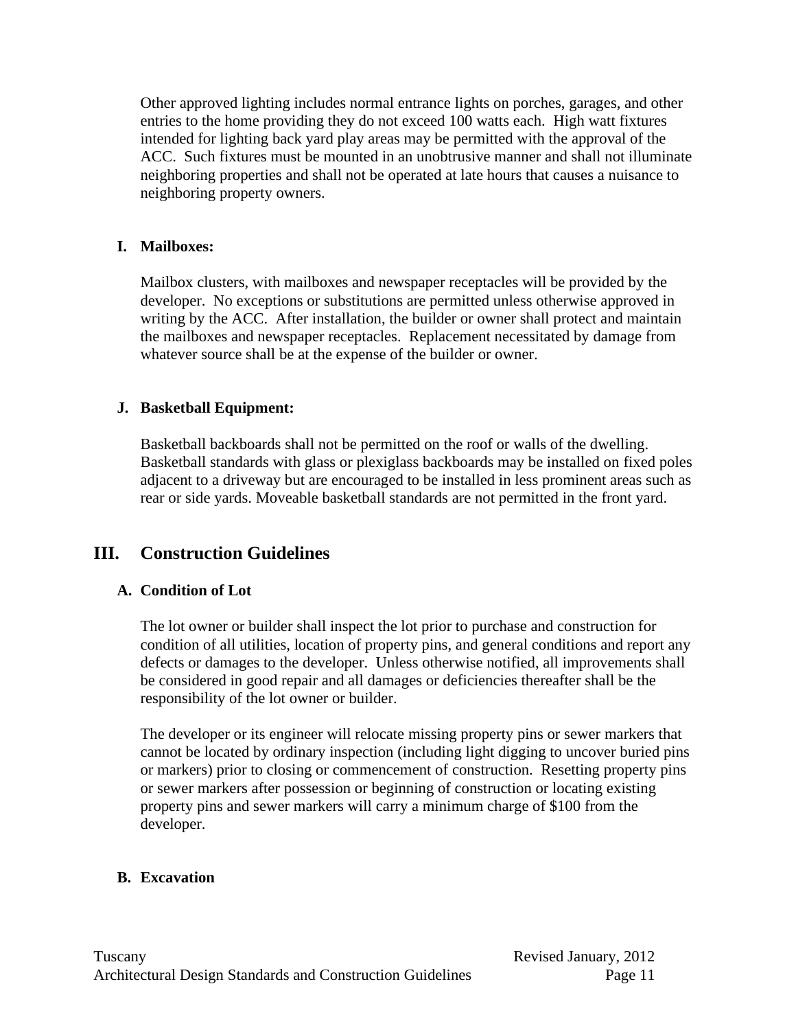Other approved lighting includes normal entrance lights on porches, garages, and other entries to the home providing they do not exceed 100 watts each. High watt fixtures intended for lighting back yard play areas may be permitted with the approval of the ACC. Such fixtures must be mounted in an unobtrusive manner and shall not illuminate neighboring properties and shall not be operated at late hours that causes a nuisance to neighboring property owners.

### I. Mailboxes:

Mailbox clusters, with mailboxes and newspaper receptacles will be provided by the developer. No exceptions or substitutions are permitted unless otherwise approved in writing by the ACC. After installation, the builder or owner shall protect and maintain the mailboxes and newspaper receptacles. Replacement necessitated by damage from whatever source shall be at the expense of the builder or owner.

### J. Basketball Equipment:

Basketball backboards shall not be permitted on the roof or walls of the dwelling. Basketball standards with glass or plexiglass backboards may be installed on fixed poles adjacent to a driveway but are encouraged to be installed in less prominent areas such as rear or side yards. Moveable basketball standards are not permitted in the front yard.

## III. Construction Guidelines

### A. Condition of Lot

The lot owner or builder shall inspect the lot prior to purchase and construction for condition of all utilities, location of property pins, and general conditions and report any defects or damages to the developer. Unless otherwise notified, all improvements shall be considered in good repair and all damages or deficiencies thereafter shall be the responsibility of the lot owner or builder.

The developer or its engineer will relocate missing property pins or sewer markers that cannot be located by ordinary inspection (including light digging to uncover buried pins or markers) prior to closing or commencement of construction. Resetting property pins or sewer markers after possession or beginning of construction or locating existing property pins and sewer markers will carry a minimum charge of $100 from the developer.

### B. Excavation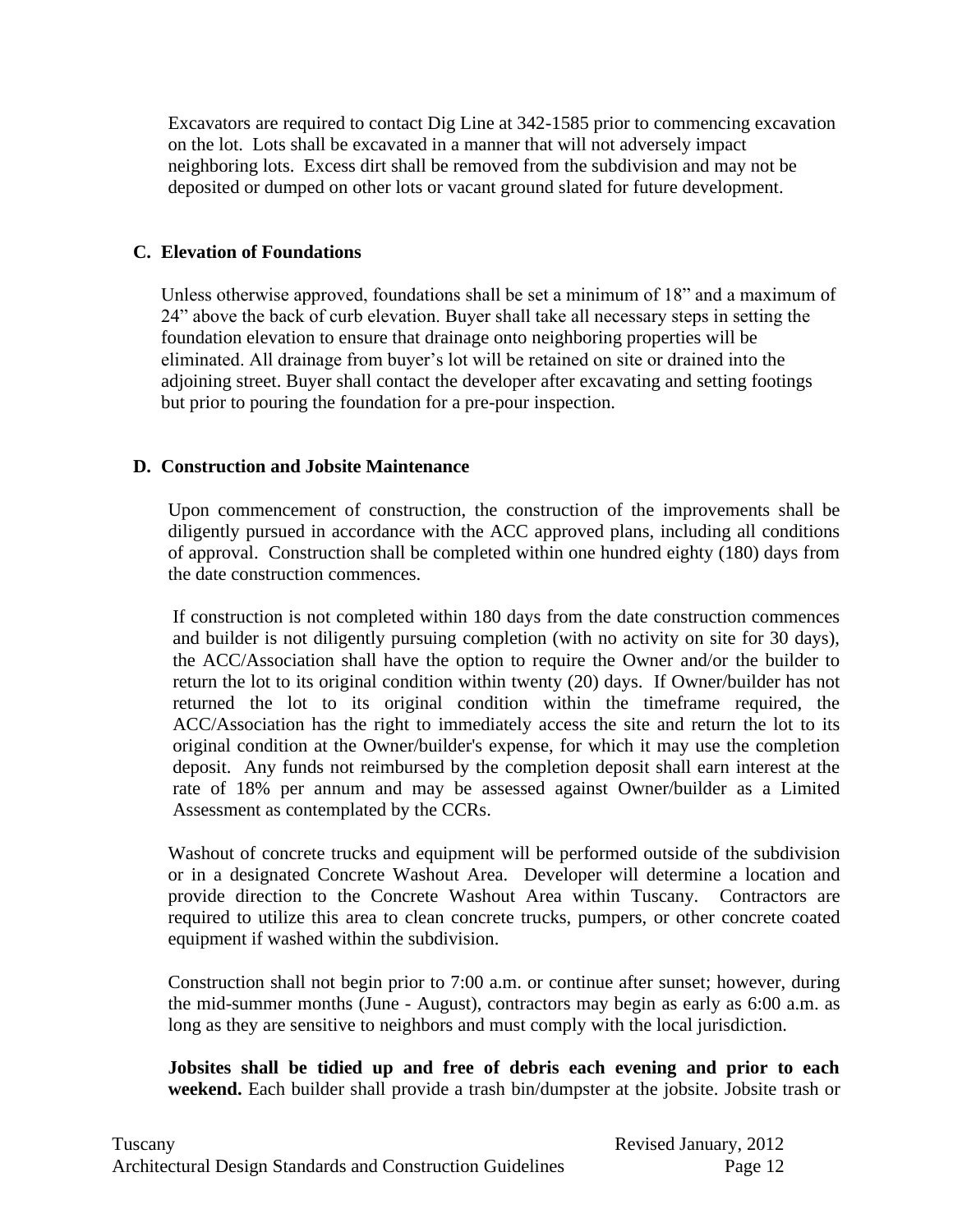Excavators are required to contact Dig Line at 342-1585 prior to commencing excavation on the lot. Lots shall be excavated in a manner that will not adversely impact neighboring lots. Excess dirt shall be removed from the subdivision and may not be deposited or dumped on other lots or vacant ground slated for future development.

## C. Elevation of Foundations

Unless otherwise approved, foundations shall be set a minimum of 18" and a maximum of 24" above the back of curb elevation. Buyer shall take all necessary steps in setting the foundation elevation to ensure that drainage onto neighboring properties will be eliminated. All drainage from buyer's lot will be retained on site or drained into the adjoining street. Buyer shall contact the developer after excavating and setting footings but prior to pouring the foundation for a pre-pour inspection.

## D. Construction and Jobsite Maintenance

Upon commencement of construction, the construction of the improvements shall be diligently pursued in accordance with the ACC approved plans, including all conditions of approval. Construction shall be completed within one hundred eighty (180) days from the date construction commences.

If construction is not completed within 180 days from the date construction commences and builder is not diligently pursuing completion (with no activity on site for 30 days), the ACC/Association shall have the option to require the Owner and/or the builder to return the lot to its original condition within twenty (20) days. If Owner/builder has not returned the lot to its original condition within the timeframe required, the ACC/Association has the right to immediately access the site and return the lot to its original condition at the Owner/builder's expense, for which it may use the completion deposit. Any funds not reimbursed by the completion deposit shall earn interest at the rate of 18% per annum and may be assessed against Owner/builder as a Limited Assessment as contemplated by the CCRs.

Washout of concrete trucks and equipment will be performed outside of the subdivision or in a designated Concrete Washout Area. Developer will determine a location and provide direction to the Concrete Washout Area within Tuscany. Contractors are required to utilize this area to clean concrete trucks, pumpers, or other concrete coated equipment if washed within the subdivision.

Construction shall not begin prior to 7:00 a.m. or continue after sunset; however, during the mid-summer months (June - August), contractors may begin as early as 6:00 a.m. as long as they are sensitive to neighbors and must comply with the local jurisdiction.

**Jobsites shall be tidied up and free of debris each evening and prior to each weekend.** Each builder shall provide a trash bin/dumpster at the jobsite. Jobsite trash or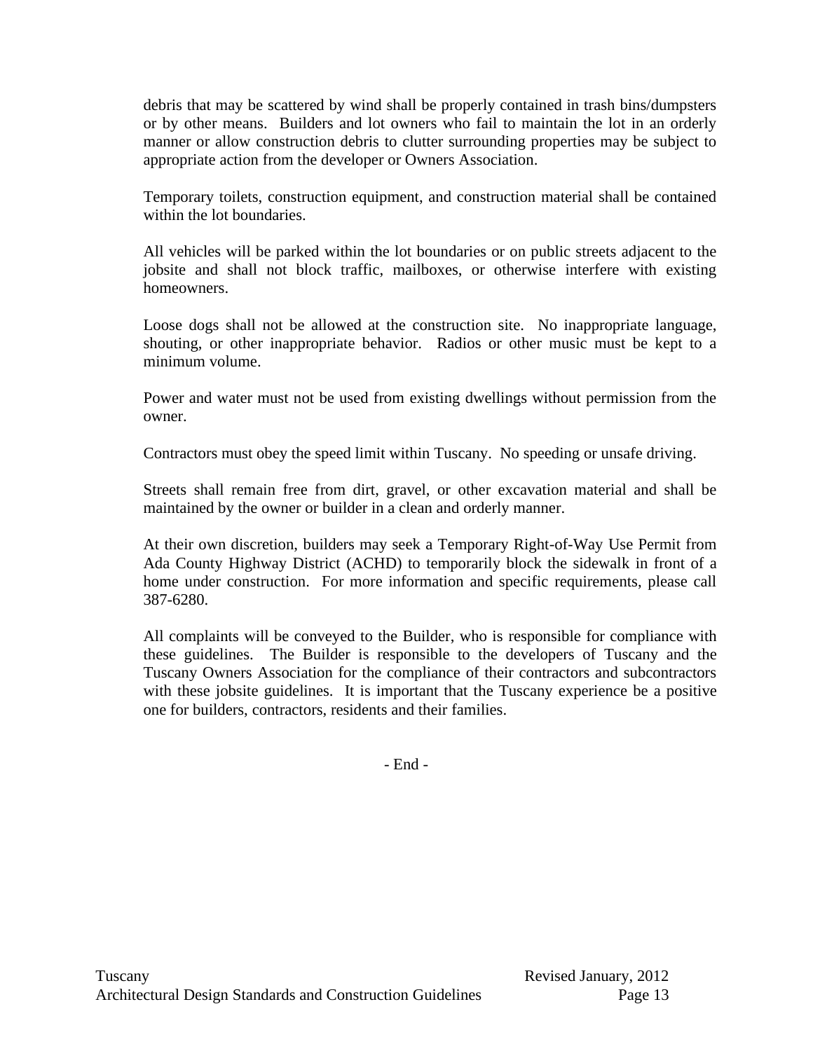debris that may be scattered by wind shall be properly contained in trash bins/dumpsters or by other means. Builders and lot owners who fail to maintain the lot in an orderly manner or allow construction debris to clutter surrounding properties may be subject to appropriate action from the developer or Owners Association.

Temporary toilets, construction equipment, and construction material shall be contained within the lot boundaries.

All vehicles will be parked within the lot boundaries or on public streets adjacent to the jobsite and shall not block traffic, mailboxes, or otherwise interfere with existing homeowners.

Loose dogs shall not be allowed at the construction site. No inappropriate language, shouting, or other inappropriate behavior. Radios or other music must be kept to a minimum volume.

Power and water must not be used from existing dwellings without permission from the owner.

Contractors must obey the speed limit within Tuscany. No speeding or unsafe driving.

Streets shall remain free from dirt, gravel, or other excavation material and shall be maintained by the owner or builder in a clean and orderly manner.

At their own discretion, builders may seek a Temporary Right-of-Way Use Permit from Ada County Highway District (ACHD) to temporarily block the sidewalk in front of a home under construction. For more information and specific requirements, please call 387-6280.

All complaints will be conveyed to the Builder, who is responsible for compliance with these guidelines. The Builder is responsible to the developers of Tuscany and the Tuscany Owners Association for the compliance of their contractors and subcontractors with these jobsite guidelines. It is important that the Tuscany experience be a positive one for builders, contractors, residents and their families.

- End -